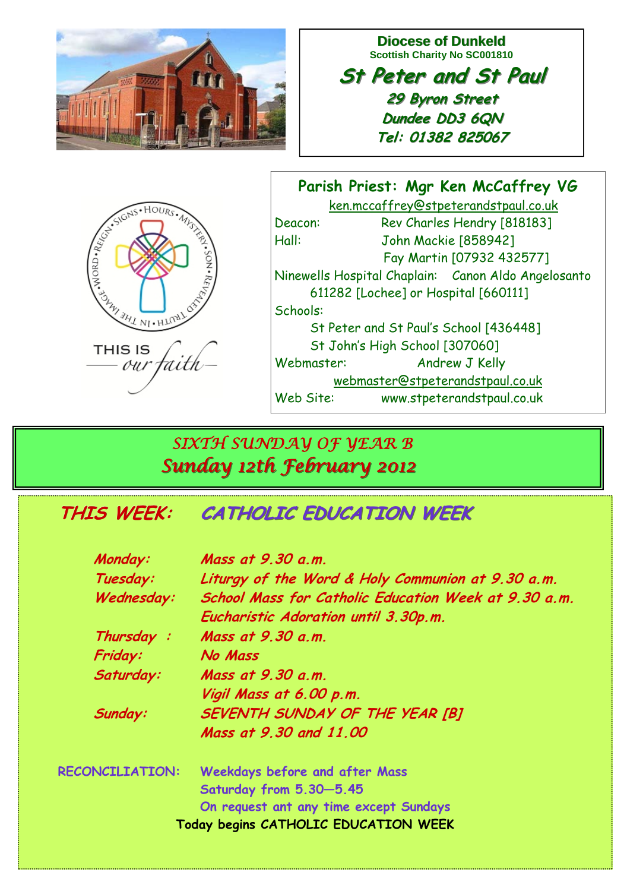**Diocese of Dunkeld**
Scottish Charity No SC001810

# St Peter and St Paul

**29 Byron Street**
**Dundee DD3 6QN**
**Tel: 01382 825067**

THIS IS *our faith*

**Parish Priest: Mgr Ken McCaffrey VG**
ken.mccaffrey@stpeterandstpaul.co.uk

Deacon: Rev Charles Hendry [818183]
Hall: John Mackie [858942]
Fay Martin [07932 432577]
Ninewells Hospital Chaplain: Canon Aldo Angelosanto 611282 [Lochee] or Hospital [660111]
Schools:
St Peter and St Paul's School [436448]
St John's High School [307060]
Webmaster: Andrew J Kelly
webmaster@stpeterandstpaul.co.uk
Web Site: www.stpeterandstpaul.co.uk

## SIXTH SUNDAY OF YEAR B
## Sunday 12th February 2012

## THIS WEEK: CATHOLIC EDUCATION WEEK

| | |
|---|---|
| Monday: | Mass at 9.30 a.m. |
| Tuesday: | Liturgy of the Word & Holy Communion at 9.30 a.m. |
| Wednesday: | School Mass for Catholic Education Week at 9.30 a.m. |
| | Eucharistic Adoration until 3.30p.m. |
| Thursday : | Mass at 9.30 a.m. |
| Friday: | No Mass |
| Saturday: | Mass at 9.30 a.m. |
| | Vigil Mass at 6.00 p.m. |
| Sunday: | SEVENTH SUNDAY OF THE YEAR [B] |
| | Mass at 9.30 and 11.00 |

**RECONCILIATION:** Weekdays before and after Mass
Saturday from 5.30—5.45
On request ant any time except Sundays

**Today begins CATHOLIC EDUCATION WEEK**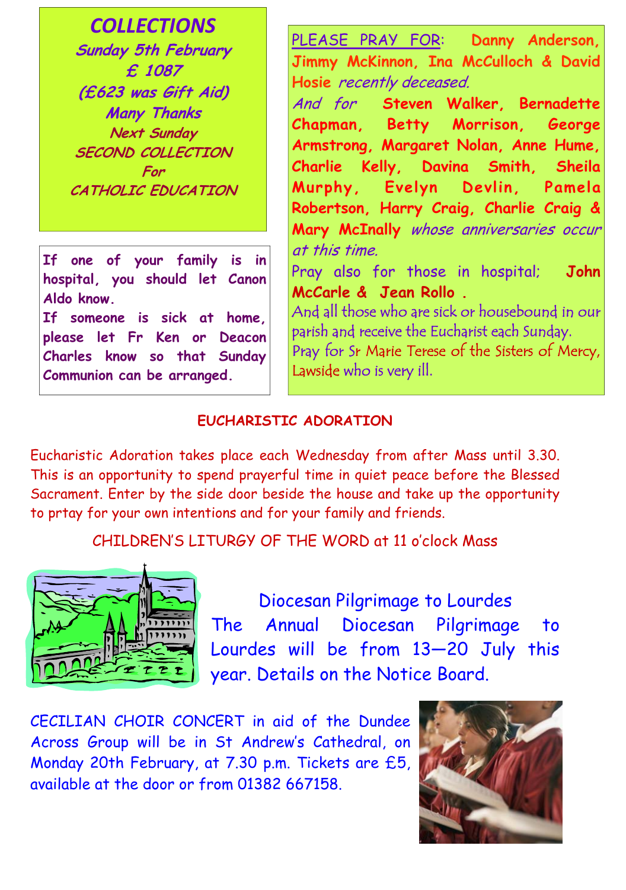## COLLECTIONS

***Sunday 5th February***
***£ 1087***
***(£623 was Gift Aid)***
***Many Thanks***

*Next Sunday*
*SECOND COLLECTION*
*For*
*CATHOLIC EDUCATION*

**If one of your family is in hospital, you should let Canon Aldo know.**

**If someone is sick at home, please let Fr Ken or Deacon Charles know so that Sunday Communion can be arranged.**

PLEASE PRAY FOR: **Danny Anderson, Jimmy McKinnon, Ina McCulloch & David Hosie** *recently deceased.*

*And for* **Steven Walker, Bernadette Chapman, Betty Morrison, George Armstrong, Margaret Nolan, Anne Hume, Charlie Kelly, Davina Smith, Sheila Murphy, Evelyn Devlin, Pamela Robertson, Harry Craig, Charlie Craig & Mary McInally** *whose anniversaries occur at this time.*

Pray also for those in hospital; **John McCarle & Jean Rollo .**

And all those who are sick or housebound in our parish and receive the Eucharist each Sunday.

Pray for Sr Marie Terese of the Sisters of Mercy, Lawside who is very ill.

## EUCHARISTIC ADORATION

Eucharistic Adoration takes place each Wednesday from after Mass until 3.30. This is an opportunity to spend prayerful time in quiet peace before the Blessed Sacrament. Enter by the side door beside the house and take up the opportunity to prtay for your own intentions and for your family and friends.

CHILDREN'S LITURGY OF THE WORD at 11 o'clock Mass

### Diocesan Pilgrimage to Lourdes

The Annual Diocesan Pilgrimage to Lourdes will be from 13—20 July this year. Details on the Notice Board.

CECILIAN CHOIR CONCERT in aid of the Dundee Across Group will be in St Andrew's Cathedral, on Monday 20th February, at 7.30 p.m. Tickets are £5, available at the door or from 01382 667158.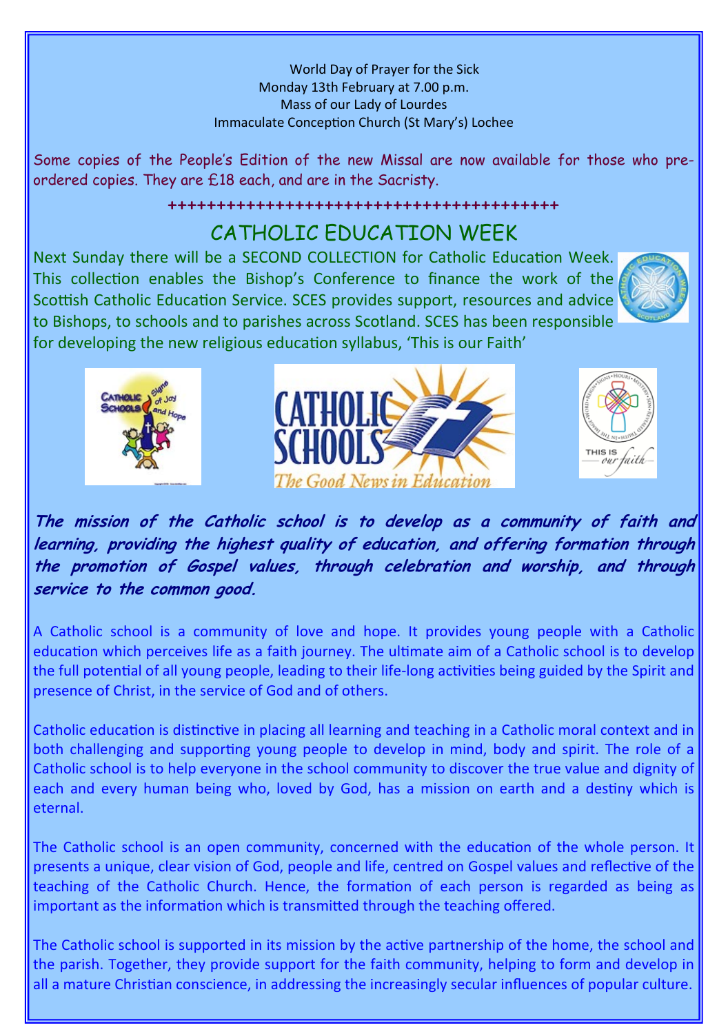World Day of Prayer for the Sick
Monday 13th February at 7.00 p.m.
Mass of our Lady of Lourdes
Immaculate Conception Church (St Mary's) Lochee

Some copies of the People's Edition of the new Missal are now available for those who pre-ordered copies. They are £18 each, and are in the Sacristy.

++++++++++++++++++++++++++++++++++++++++++

## CATHOLIC EDUCATION WEEK

Next Sunday there will be a SECOND COLLECTION for Catholic Education Week. This collection enables the Bishop's Conference to finance the work of the Scottish Catholic Education Service. SCES provides support, resources and advice to Bishops, to schools and to parishes across Scotland. SCES has been responsible for developing the new religious education syllabus, 'This is our Faith'

***The mission of the Catholic school is to develop as a community of faith and learning, providing the highest quality of education, and offering formation through the promotion of Gospel values, through celebration and worship, and through service to the common good.***

A Catholic school is a community of love and hope. It provides young people with a Catholic education which perceives life as a faith journey. The ultimate aim of a Catholic school is to develop the full potential of all young people, leading to their life-long activities being guided by the Spirit and presence of Christ, in the service of God and of others.

Catholic education is distinctive in placing all learning and teaching in a Catholic moral context and in both challenging and supporting young people to develop in mind, body and spirit. The role of a Catholic school is to help everyone in the school community to discover the true value and dignity of each and every human being who, loved by God, has a mission on earth and a destiny which is eternal.

The Catholic school is an open community, concerned with the education of the whole person. It presents a unique, clear vision of God, people and life, centred on Gospel values and reflective of the teaching of the Catholic Church. Hence, the formation of each person is regarded as being as important as the information which is transmitted through the teaching offered.

The Catholic school is supported in its mission by the active partnership of the home, the school and the parish. Together, they provide support for the faith community, helping to form and develop in all a mature Christian conscience, in addressing the increasingly secular influences of popular culture.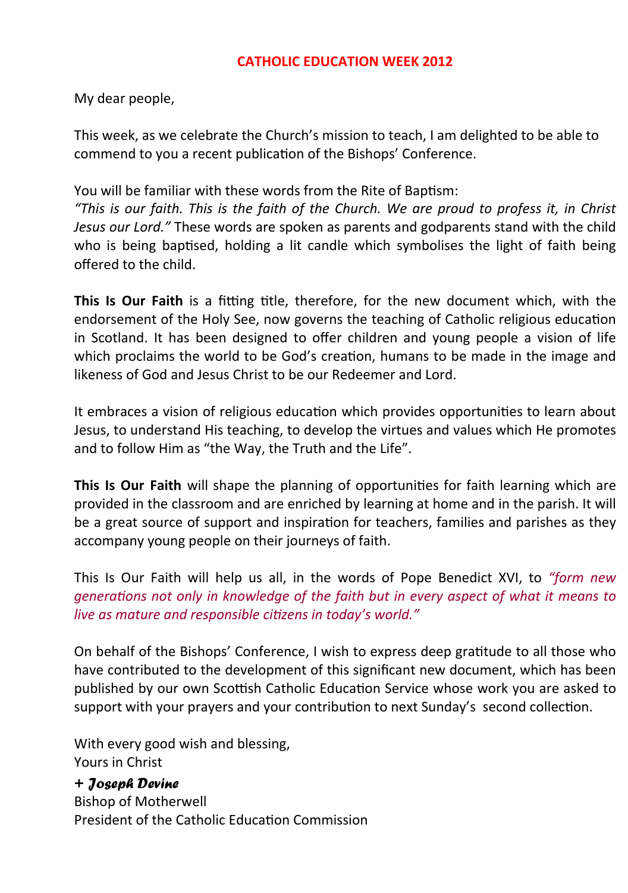# CATHOLIC EDUCATION WEEK 2012

My dear people,

This week, as we celebrate the Church's mission to teach, I am delighted to be able to commend to you a recent publication of the Bishops' Conference.

You will be familiar with these words from the Rite of Baptism:
*"This is our faith. This is the faith of the Church. We are proud to profess it, in Christ Jesus our Lord."* These words are spoken as parents and godparents stand with the child who is being baptised, holding a lit candle which symbolises the light of faith being offered to the child.

**This Is Our Faith** is a fitting title, therefore, for the new document which, with the endorsement of the Holy See, now governs the teaching of Catholic religious education in Scotland. It has been designed to offer children and young people a vision of life which proclaims the world to be God's creation, humans to be made in the image and likeness of God and Jesus Christ to be our Redeemer and Lord.

It embraces a vision of religious education which provides opportunities to learn about Jesus, to understand His teaching, to develop the virtues and values which He promotes and to follow Him as "the Way, the Truth and the Life".

**This Is Our Faith** will shape the planning of opportunities for faith learning which are provided in the classroom and are enriched by learning at home and in the parish. It will be a great source of support and inspiration for teachers, families and parishes as they accompany young people on their journeys of faith.

This Is Our Faith will help us all, in the words of Pope Benedict XVI, to *"form new generations not only in knowledge of the faith but in every aspect of what it means to live as mature and responsible citizens in today's world."*

On behalf of the Bishops' Conference, I wish to express deep gratitude to all those who have contributed to the development of this significant new document, which has been published by our own Scottish Catholic Education Service whose work you are asked to support with your prayers and your contribution to next Sunday's second collection.

With every good wish and blessing,
Yours in Christ

***+ Joseph Devine***
Bishop of Motherwell
President of the Catholic Education Commission